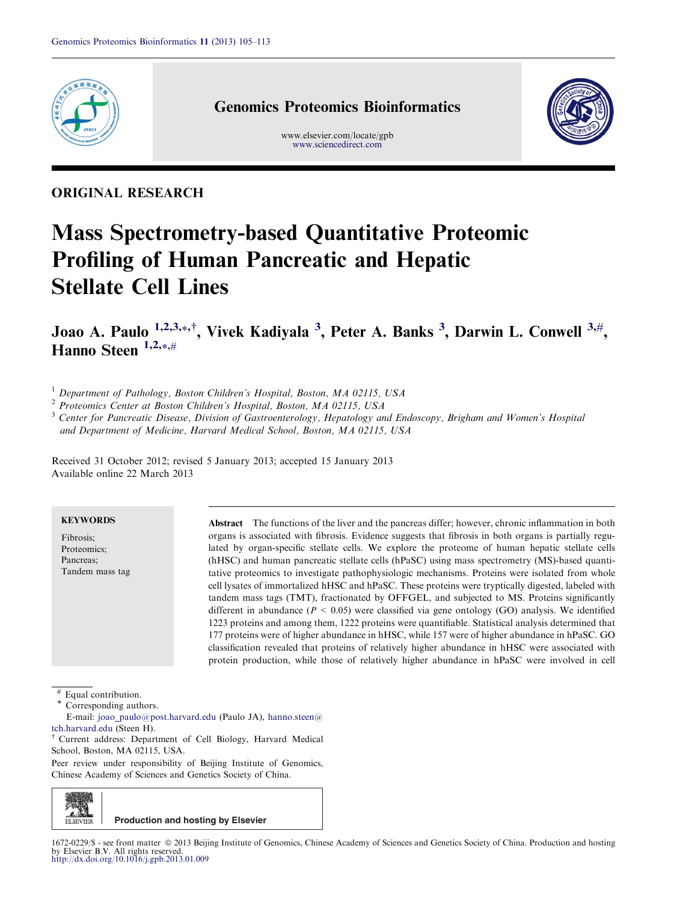ORIGINAL RESEARCH

# Mass Spectrometry-based Quantitative Proteomic Profiling of Human Pancreatic and Hepatic Stellate Cell Lines

**Joao A. Paulo** [1,2,3,*,†], **Vivek Kadiyala** [3], **Peter A. Banks** [3], **Darwin L. Conwell** [3,#], **Hanno Steen** [1,2,*,#]

[1] Department of Pathology, Boston Children's Hospital, Boston, MA 02115, USA

[2] Proteomics Center at Boston Children's Hospital, Boston, MA 02115, USA

[3] Center for Pancreatic Disease, Division of Gastroenterology, Hepatology and Endoscopy, Brigham and Women's Hospital and Department of Medicine, Harvard Medical School, Boston, MA 02115, USA

Received 31 October 2012; revised 5 January 2013; accepted 15 January 2013
Available online 22 March 2013

**KEYWORDS**

Fibrosis;
Proteomics;
Pancreas;
Tandem mass tag

**Abstract** The functions of the liver and the pancreas differ; however, chronic inflammation in both organs is associated with fibrosis. Evidence suggests that fibrosis in both organs is partially regulated by organ-specific stellate cells. We explore the proteome of human hepatic stellate cells (hHSC) and human pancreatic stellate cells (hPaSC) using mass spectrometry (MS)-based quantitative proteomics to investigate pathophysiologic mechanisms. Proteins were isolated from whole cell lysates of immortalized hHSC and hPaSC. These proteins were tryptically digested, labeled with tandem mass tags (TMT), fractionated by OFFGEL, and subjected to MS. Proteins significantly different in abundance ($P < 0.05$) were classified via gene ontology (GO) analysis. We identified 1223 proteins and among them, 1222 proteins were quantifiable. Statistical analysis determined that 177 proteins were of higher abundance in hHSC, while 157 were of higher abundance in hPaSC. GO classification revealed that proteins of relatively higher abundance in hHSC were associated with protein production, while those of relatively higher abundance in hPaSC were involved in cell

# Equal contribution.

* Corresponding authors.
E-mail: joao_paulo@post.harvard.edu (Paulo JA), hanno.steen@tch.harvard.edu (Steen H).

† Current address: Department of Cell Biology, Harvard Medical School, Boston, MA 02115, USA.

Peer review under responsibility of Beijing Institute of Genomics, Chinese Academy of Sciences and Genetics Society of China.

Production and hosting by Elsevier

1672-0229/$ - see front matter © 2013 Beijing Institute of Genomics, Chinese Academy of Sciences and Genetics Society of China. Production and hosting by Elsevier B.V. All rights reserved.
http://dx.doi.org/10.1016/j.gpb.2013.01.009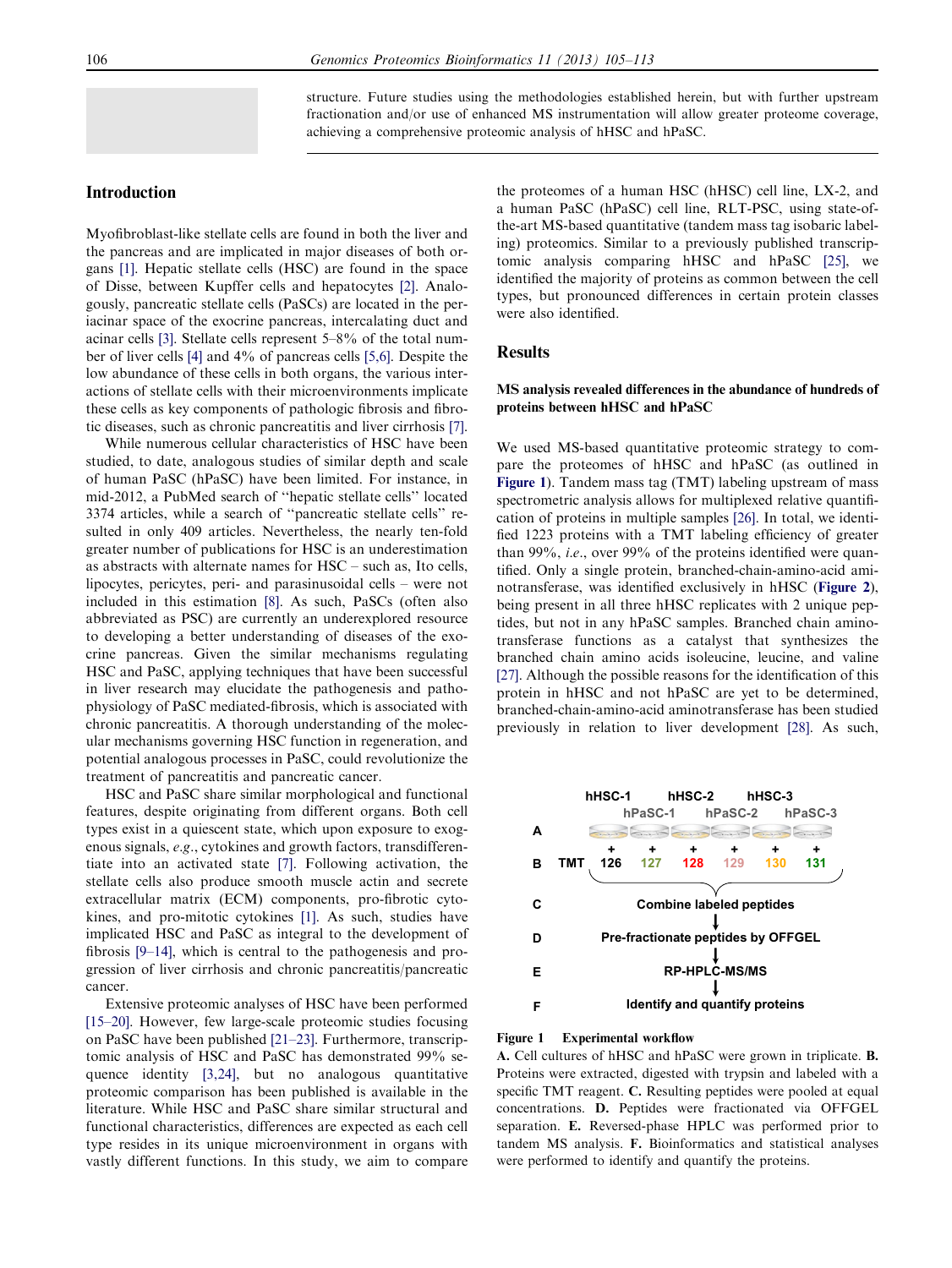structure. Future studies using the methodologies established herein, but with further upstream fractionation and/or use of enhanced MS instrumentation will allow greater proteome coverage, achieving a comprehensive proteomic analysis of hHSC and hPaSC.

## Introduction

Myofibroblast-like stellate cells are found in both the liver and the pancreas and are implicated in major diseases of both organs [1]. Hepatic stellate cells (HSC) are found in the space of Disse, between Kupffer cells and hepatocytes [2]. Analogously, pancreatic stellate cells (PaSCs) are located in the periacinar space of the exocrine pancreas, intercalating duct and acinar cells [3]. Stellate cells represent 5–8% of the total number of liver cells [4] and 4% of pancreas cells [5,6]. Despite the low abundance of these cells in both organs, the various interactions of stellate cells with their microenvironments implicate these cells as key components of pathologic fibrosis and fibrotic diseases, such as chronic pancreatitis and liver cirrhosis [7].

While numerous cellular characteristics of HSC have been studied, to date, analogous studies of similar depth and scale of human PaSC (hPaSC) have been limited. For instance, in mid-2012, a PubMed search of "hepatic stellate cells" located 3374 articles, while a search of "pancreatic stellate cells" resulted in only 409 articles. Nevertheless, the nearly ten-fold greater number of publications for HSC is an underestimation as abstracts with alternate names for HSC – such as, Ito cells, lipocytes, pericytes, peri- and parasinusoidal cells – were not included in this estimation [8]. As such, PaSCs (often also abbreviated as PSC) are currently an underexplored resource to developing a better understanding of diseases of the exocrine pancreas. Given the similar mechanisms regulating HSC and PaSC, applying techniques that have been successful in liver research may elucidate the pathogenesis and pathophysiology of PaSC mediated-fibrosis, which is associated with chronic pancreatitis. A thorough understanding of the molecular mechanisms governing HSC function in regeneration, and potential analogous processes in PaSC, could revolutionize the treatment of pancreatitis and pancreatic cancer.

HSC and PaSC share similar morphological and functional features, despite originating from different organs. Both cell types exist in a quiescent state, which upon exposure to exogenous signals, *e.g.*, cytokines and growth factors, transdifferentiate into an activated state [7]. Following activation, the stellate cells also produce smooth muscle actin and secrete extracellular matrix (ECM) components, pro-fibrotic cytokines, and pro-mitotic cytokines [1]. As such, studies have implicated HSC and PaSC as integral to the development of fibrosis [9–14], which is central to the pathogenesis and progression of liver cirrhosis and chronic pancreatitis/pancreatic cancer.

Extensive proteomic analyses of HSC have been performed [15–20]. However, few large-scale proteomic studies focusing on PaSC have been published [21–23]. Furthermore, transcriptomic analysis of HSC and PaSC has demonstrated 99% sequence identity [3,24], but no analogous quantitative proteomic comparison has been published is available in the literature. While HSC and PaSC share similar structural and functional characteristics, differences are expected as each cell type resides in its unique microenvironment in organs with vastly different functions. In this study, we aim to compare the proteomes of a human HSC (hHSC) cell line, LX-2, and a human PaSC (hPaSC) cell line, RLT-PSC, using state-of-the-art MS-based quantitative (tandem mass tag isobaric labeling) proteomics. Similar to a previously published transcriptomic analysis comparing hHSC and hPaSC [25], we identified the majority of proteins as common between the cell types, but pronounced differences in certain protein classes were also identified.

## Results

### MS analysis revealed differences in the abundance of hundreds of proteins between hHSC and hPaSC

We used MS-based quantitative proteomic strategy to compare the proteomes of hHSC and hPaSC (as outlined in **Figure 1**). Tandem mass tag (TMT) labeling upstream of mass spectrometric analysis allows for multiplexed relative quantification of proteins in multiple samples [26]. In total, we identified 1223 proteins with a TMT labeling efficiency of greater than 99%, *i.e.*, over 99% of the proteins identified were quantified. Only a single protein, branched-chain-amino-acid aminotransferase, was identified exclusively in hHSC (**Figure 2**), being present in all three hHSC replicates with 2 unique peptides, but not in any hPaSC samples. Branched chain aminotransferase functions as a catalyst that synthesizes the branched chain amino acids isoleucine, leucine, and valine [27]. Although the possible reasons for the identification of this protein in hHSC and not hPaSC are yet to be determined, branched-chain-amino-acid aminotransferase has been studied previously in relation to liver development [28]. As such,

**Figure 1 Experimental workflow**

**A.** Cell cultures of hHSC and hPaSC were grown in triplicate. **B.** Proteins were extracted, digested with trypsin and labeled with a specific TMT reagent. **C.** Resulting peptides were pooled at equal concentrations. **D.** Peptides were fractionated via OFFGEL separation. **E.** Reversed-phase HPLC was performed prior to tandem MS analysis. **F.** Bioinformatics and statistical analyses were performed to identify and quantify the proteins.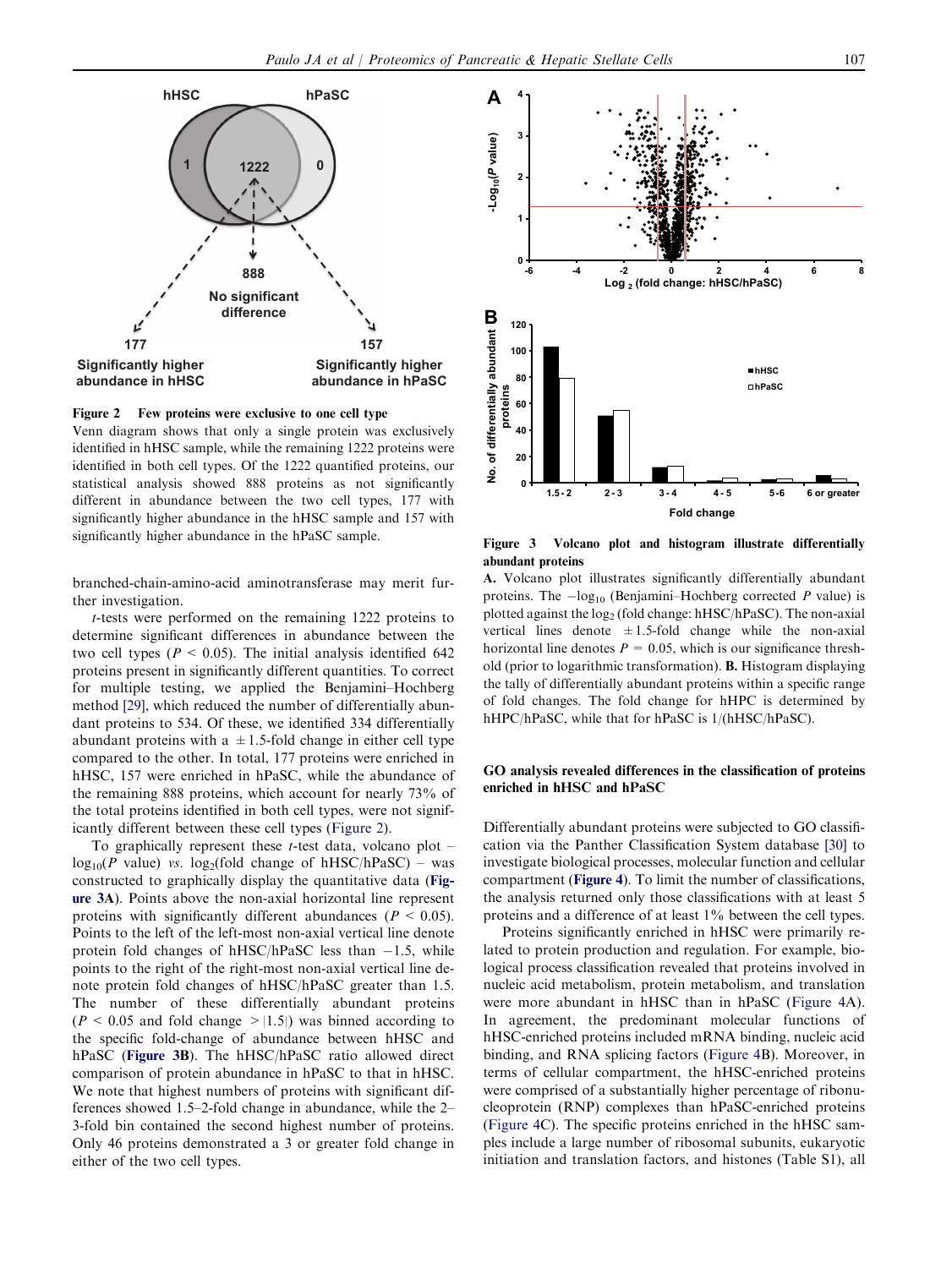**Figure 2 Few proteins were exclusive to one cell type**

Venn diagram shows that only a single protein was exclusively identified in hHSC sample, while the remaining 1222 proteins were identified in both cell types. Of the 1222 quantified proteins, our statistical analysis showed 888 proteins as not significantly different in abundance between the two cell types, 177 with significantly higher abundance in the hHSC sample and 157 with significantly higher abundance in the hPaSC sample.

branched-chain-amino-acid aminotransferase may merit further investigation.

*t*-tests were performed on the remaining 1222 proteins to determine significant differences in abundance between the two cell types ($P < 0.05$). The initial analysis identified 642 proteins present in significantly different quantities. To correct for multiple testing, we applied the Benjamini–Hochberg method [29], which reduced the number of differentially abundant proteins to 534. Of these, we identified 334 differentially abundant proteins with a $\pm 1.5$-fold change in either cell type compared to the other. In total, 177 proteins were enriched in hHSC, 157 were enriched in hPaSC, while the abundance of the remaining 888 proteins, which account for nearly 73% of the total proteins identified in both cell types, were not significantly different between these cell types (Figure 2).

To graphically represent these *t*-test data, volcano plot – $\log_{10}(P \text{ value})$ *vs.* $\log_2$(fold change of hHSC/hPaSC) – was constructed to graphically display the quantitative data (**Figure 3A**). Points above the non-axial horizontal line represent proteins with significantly different abundances ($P < 0.05$). Points to the left of the left-most non-axial vertical line denote protein fold changes of hHSC/hPaSC less than $-1.5$, while points to the right of the right-most non-axial vertical line denote protein fold changes of hHSC/hPaSC greater than 1.5. The number of these differentially abundant proteins ($P < 0.05$ and fold change $> |1.5|$) was binned according to the specific fold-change of abundance between hHSC and hPaSC (**Figure 3B**). The hHSC/hPaSC ratio allowed direct comparison of protein abundance in hPaSC to that in hHSC. We note that highest numbers of proteins with significant differences showed 1.5–2-fold change in abundance, while the 2–3-fold bin contained the second highest number of proteins. Only 46 proteins demonstrated a 3 or greater fold change in either of the two cell types.

**Figure 3 Volcano plot and histogram illustrate differentially abundant proteins**

**A.** Volcano plot illustrates significantly differentially abundant proteins. The $-\log_{10}$ (Benjamini–Hochberg corrected *P* value) is plotted against the $\log_2$ (fold change: hHSC/hPaSC). The non-axial vertical lines denote $\pm 1.5$-fold change while the non-axial horizontal line denotes $P = 0.05$, which is our significance threshold (prior to logarithmic transformation). **B.** Histogram displaying the tally of differentially abundant proteins within a specific range of fold changes. The fold change for hHPC is determined by hHPC/hPaSC, while that for hPaSC is 1/(hHSC/hPaSC).

### GO analysis revealed differences in the classification of proteins enriched in hHSC and hPaSC

Differentially abundant proteins were subjected to GO classification via the Panther Classification System database [30] to investigate biological processes, molecular function and cellular compartment (**Figure 4**). To limit the number of classifications, the analysis returned only those classifications with at least 5 proteins and a difference of at least 1% between the cell types.

Proteins significantly enriched in hHSC were primarily related to protein production and regulation. For example, biological process classification revealed that proteins involved in nucleic acid metabolism, protein metabolism, and translation were more abundant in hHSC than in hPaSC (Figure 4A). In agreement, the predominant molecular functions of hHSC-enriched proteins included mRNA binding, nucleic acid binding, and RNA splicing factors (Figure 4B). Moreover, in terms of cellular compartment, the hHSC-enriched proteins were comprised of a substantially higher percentage of ribonucleoprotein (RNP) complexes than hPaSC-enriched proteins (Figure 4C). The specific proteins enriched in the hHSC samples include a large number of ribosomal subunits, eukaryotic initiation and translation factors, and histones (Table S1), all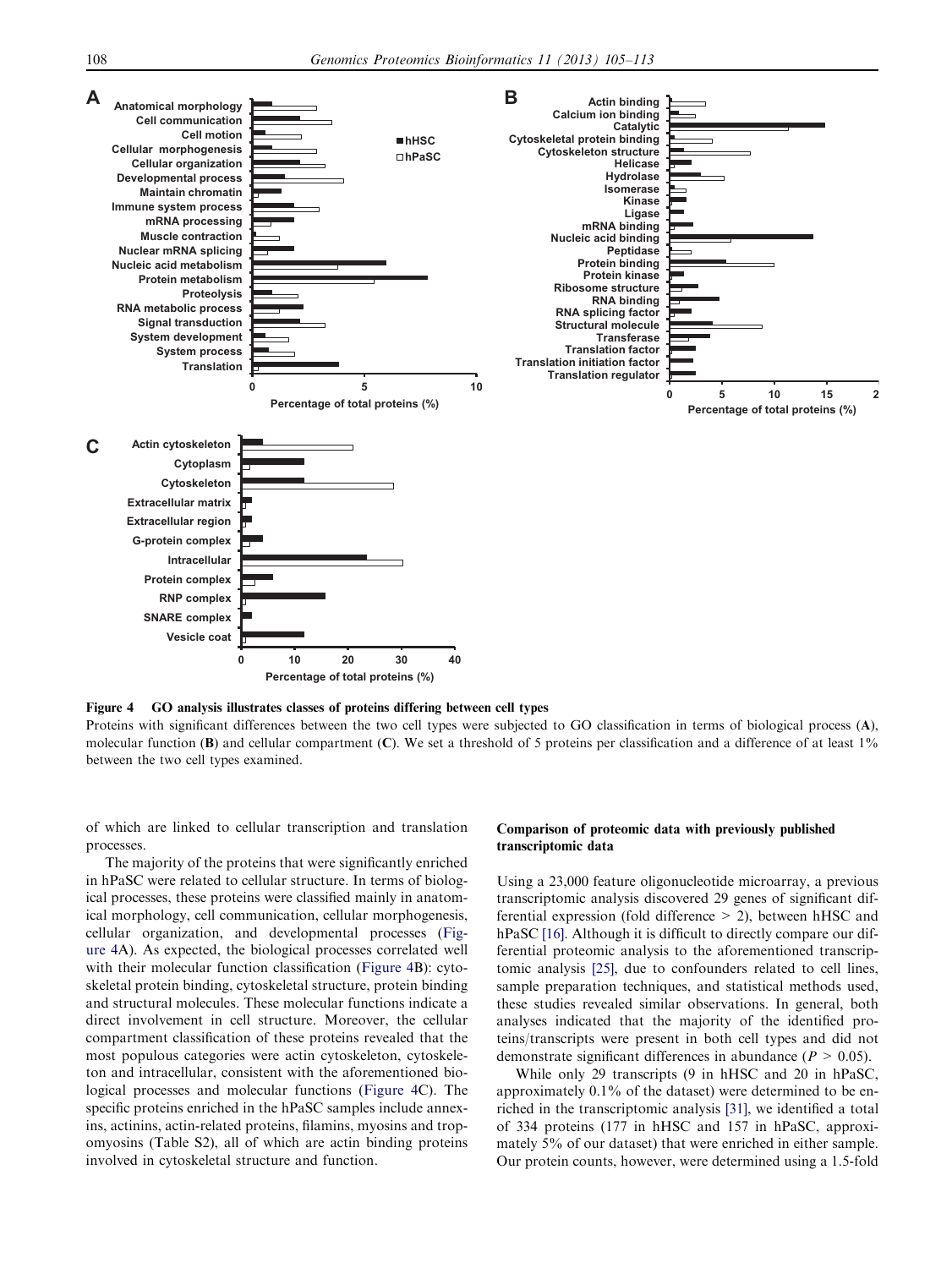**Figure 4 GO analysis illustrates classes of proteins differing between cell types**

Proteins with significant differences between the two cell types were subjected to GO classification in terms of biological process (**A**), molecular function (**B**) and cellular compartment (**C**). We set a threshold of 5 proteins per classification and a difference of at least 1% between the two cell types examined.

of which are linked to cellular transcription and translation processes.

The majority of the proteins that were significantly enriched in hPaSC were related to cellular structure. In terms of biological processes, these proteins were classified mainly in anatomical morphology, cell communication, cellular morphogenesis, cellular organization, and developmental processes (Figure 4A). As expected, the biological processes correlated well with their molecular function classification (Figure 4B): cytoskeletal protein binding, cytoskeletal structure, protein binding and structural molecules. These molecular functions indicate a direct involvement in cell structure. Moreover, the cellular compartment classification of these proteins revealed that the most populous categories were actin cytoskeleton, cytoskeleton and intracellular, consistent with the aforementioned biological processes and molecular functions (Figure 4C). The specific proteins enriched in the hPaSC samples include annexins, actinins, actin-related proteins, filamins, myosins and tropomyosins (Table S2), all of which are actin binding proteins involved in cytoskeletal structure and function.

### Comparison of proteomic data with previously published transcriptomic data

Using a 23,000 feature oligonucleotide microarray, a previous transcriptomic analysis discovered 29 genes of significant differential expression (fold difference > 2), between hHSC and hPaSC [16]. Although it is difficult to directly compare our differential proteomic analysis to the aforementioned transcriptomic analysis [25], due to confounders related to cell lines, sample preparation techniques, and statistical methods used, these studies revealed similar observations. In general, both analyses indicated that the majority of the identified proteins/transcripts were present in both cell types and did not demonstrate significant differences in abundance ($P > 0.05$).

While only 29 transcripts (9 in hHSC and 20 in hPaSC, approximately 0.1% of the dataset) were determined to be enriched in the transcriptomic analysis [31], we identified a total of 334 proteins (177 in hHSC and 157 in hPaSC, approximately 5% of our dataset) that were enriched in either sample. Our protein counts, however, were determined using a 1.5-fold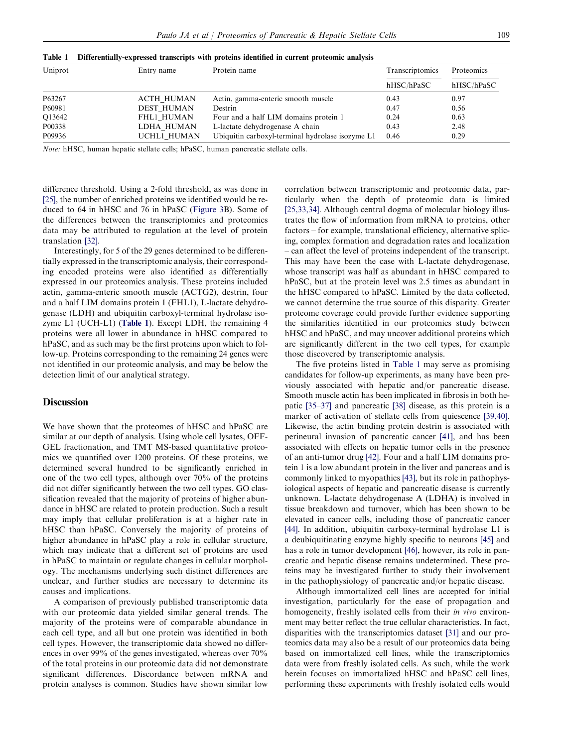**Table 1 Differentially-expressed transcripts with proteins identified in current proteomic analysis**

| Uniprot | Entry name | Protein name | Transcriptomics | Proteomics |
|---|---|---|---|---|
| | | | hHSC/hPaSC | hHSC/hPaSC |
| P63267 | ACTH_HUMAN | Actin, gamma-enteric smooth muscle | 0.43 | 0.97 |
| P60981 | DEST_HUMAN | Destrin | 0.47 | 0.56 |
| Q13642 | FHL1_HUMAN | Four and a half LIM domains protein 1 | 0.24 | 0.63 |
| P00338 | LDHA_HUMAN | L-lactate dehydrogenase A chain | 0.43 | 2.48 |
| P09936 | UCHL1_HUMAN | Ubiquitin carboxyl-terminal hydrolase isozyme L1 | 0.46 | 0.29 |

*Note:* hHSC, human hepatic stellate cells; hPaSC, human pancreatic stellate cells.

difference threshold. Using a 2-fold threshold, as was done in [25], the number of enriched proteins we identified would be reduced to 64 in hHSC and 76 in hPaSC (Figure 3B). Some of the differences between the transcriptomics and proteomics data may be attributed to regulation at the level of protein translation [32].

Interestingly, for 5 of the 29 genes determined to be differentially expressed in the transcriptomic analysis, their corresponding encoded proteins were also identified as differentially expressed in our proteomics analysis. These proteins included actin, gamma-enteric smooth muscle (ACTG2), destrin, four and a half LIM domains protein 1 (FHL1), L-lactate dehydrogenase (LDH) and ubiquitin carboxyl-terminal hydrolase isozyme L1 (UCH-L1) (**Table 1**). Except LDH, the remaining 4 proteins were all lower in abundance in hHSC compared to hPaSC, and as such may be the first proteins upon which to follow-up. Proteins corresponding to the remaining 24 genes were not identified in our proteomic analysis, and may be below the detection limit of our analytical strategy.

## Discussion

We have shown that the proteomes of hHSC and hPaSC are similar at our depth of analysis. Using whole cell lysates, OFF-GEL fractionation, and TMT MS-based quantitative proteomics we quantified over 1200 proteins. Of these proteins, we determined several hundred to be significantly enriched in one of the two cell types, although over 70% of the proteins did not differ significantly between the two cell types. GO classification revealed that the majority of proteins of higher abundance in hHSC are related to protein production. Such a result may imply that cellular proliferation is at a higher rate in hHSC than hPaSC. Conversely the majority of proteins of higher abundance in hPaSC play a role in cellular structure, which may indicate that a different set of proteins are used in hPaSC to maintain or regulate changes in cellular morphology. The mechanisms underlying such distinct differences are unclear, and further studies are necessary to determine its causes and implications.

A comparison of previously published transcriptomic data with our proteomic data yielded similar general trends. The majority of the proteins were of comparable abundance in each cell type, and all but one protein was identified in both cell types. However, the transcriptomic data showed no differences in over 99% of the genes investigated, whereas over 70% of the total proteins in our proteomic data did not demonstrate significant differences. Discordance between mRNA and protein analyses is common. Studies have shown similar low correlation between transcriptomic and proteomic data, particularly when the depth of proteomic data is limited [25,33,34]. Although central dogma of molecular biology illustrates the flow of information from mRNA to proteins, other factors – for example, translational efficiency, alternative splicing, complex formation and degradation rates and localization – can affect the level of proteins independent of the transcript. This may have been the case with L-lactate dehydrogenase, whose transcript was half as abundant in hHSC compared to hPaSC, but at the protein level was 2.5 times as abundant in the hHSC compared to hPaSC. Limited by the data collected, we cannot determine the true source of this disparity. Greater proteome coverage could provide further evidence supporting the similarities identified in our proteomics study between hHSC and hPaSC, and may uncover additional proteins which are significantly different in the two cell types, for example those discovered by transcriptomic analysis.

The five proteins listed in Table 1 may serve as promising candidates for follow-up experiments, as many have been previously associated with hepatic and/or pancreatic disease. Smooth muscle actin has been implicated in fibrosis in both hepatic [35–37] and pancreatic [38] disease, as this protein is a marker of activation of stellate cells from quiescence [39,40]. Likewise, the actin binding protein destrin is associated with perineural invasion of pancreatic cancer [41], and has been associated with effects on hepatic tumor cells in the presence of an anti-tumor drug [42]. Four and a half LIM domains protein 1 is a low abundant protein in the liver and pancreas and is commonly linked to myopathies [43], but its role in pathophysiological aspects of hepatic and pancreatic disease is currently unknown. L-lactate dehydrogenase A (LDHA) is involved in tissue breakdown and turnover, which has been shown to be elevated in cancer cells, including those of pancreatic cancer [44]. In addition, ubiquitin carboxy-terminal hydrolase L1 is a deubiquitinating enzyme highly specific to neurons [45] and has a role in tumor development [46], however, its role in pancreatic and hepatic disease remains undetermined. These proteins may be investigated further to study their involvement in the pathophysiology of pancreatic and/or hepatic disease.

Although immortalized cell lines are accepted for initial investigation, particularly for the ease of propagation and homogeneity, freshly isolated cells from their *in vivo* environment may better reflect the true cellular characteristics. In fact, disparities with the transcriptomics dataset [31] and our proteomics data may also be a result of our proteomics data being based on immortalized cell lines, while the transcriptomics data were from freshly isolated cells. As such, while the work herein focuses on immortalized hHSC and hPaSC cell lines, performing these experiments with freshly isolated cells would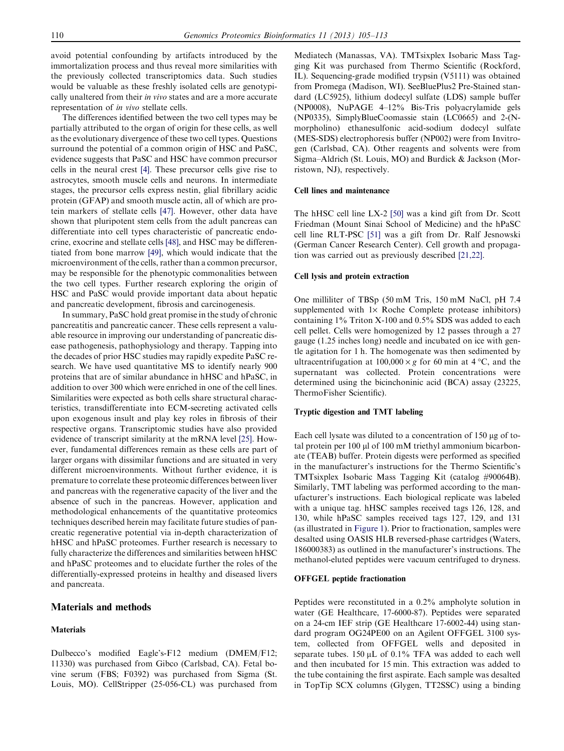avoid potential confounding by artifacts introduced by the immortalization process and thus reveal more similarities with the previously collected transcriptomics data. Such studies would be valuable as these freshly isolated cells are genotypically unaltered from their *in vivo* states and are a more accurate representation of *in vivo* stellate cells.

The differences identified between the two cell types may be partially attributed to the organ of origin for these cells, as well as the evolutionary divergence of these two cell types. Questions surround the potential of a common origin of HSC and PaSC, evidence suggests that PaSC and HSC have common precursor cells in the neural crest [4]. These precursor cells give rise to astrocytes, smooth muscle cells and neurons. In intermediate stages, the precursor cells express nestin, glial fibrillary acidic protein (GFAP) and smooth muscle actin, all of which are protein markers of stellate cells [47]. However, other data have shown that pluripotent stem cells from the adult pancreas can differentiate into cell types characteristic of pancreatic endocrine, exocrine and stellate cells [48], and HSC may be differentiated from bone marrow [49], which would indicate that the microenvironment of the cells, rather than a common precursor, may be responsible for the phenotypic commonalities between the two cell types. Further research exploring the origin of HSC and PaSC would provide important data about hepatic and pancreatic development, fibrosis and carcinogenesis.

In summary, PaSC hold great promise in the study of chronic pancreatitis and pancreatic cancer. These cells represent a valuable resource in improving our understanding of pancreatic disease pathogenesis, pathophysiology and therapy. Tapping into the decades of prior HSC studies may rapidly expedite PaSC research. We have used quantitative MS to identify nearly 900 proteins that are of similar abundance in hHSC and hPaSC, in addition to over 300 which were enriched in one of the cell lines. Similarities were expected as both cells share structural characteristics, transdifferentiate into ECM-secreting activated cells upon exogenous insult and play key roles in fibrosis of their respective organs. Transcriptomic studies have also provided evidence of transcript similarity at the mRNA level [25]. However, fundamental differences remain as these cells are part of larger organs with dissimilar functions and are situated in very different microenvironments. Without further evidence, it is premature to correlate these proteomic differences between liver and pancreas with the regenerative capacity of the liver and the absence of such in the pancreas. However, application and methodological enhancements of the quantitative proteomics techniques described herein may facilitate future studies of pancreatic regenerative potential via in-depth characterization of hHSC and hPaSC proteomes. Further research is necessary to fully characterize the differences and similarities between hHSC and hPaSC proteomes and to elucidate further the roles of the differentially-expressed proteins in healthy and diseased livers and pancreata.

## Materials and methods

### Materials

Dulbecco's modified Eagle's-F12 medium (DMEM/F12; 11330) was purchased from Gibco (Carlsbad, CA). Fetal bovine serum (FBS; F0392) was purchased from Sigma (St. Louis, MO). CellStripper (25-056-CL) was purchased from Mediatech (Manassas, VA). TMTsixplex Isobaric Mass Tagging Kit was purchased from Thermo Scientific (Rockford, IL). Sequencing-grade modified trypsin (V5111) was obtained from Promega (Madison, WI). SeeBluePlus2 Pre-Stained standard (LC5925), lithium dodecyl sulfate (LDS) sample buffer (NP0008), NuPAGE 4–12% Bis-Tris polyacrylamide gels (NP0335), SimplyBlueCoomassie stain (LC6065) and 2-(N-morpholino) ethanesulfonic acid-sodium dodecyl sulfate (MES-SDS) electrophoresis buffer (NP002) were from Invitrogen (Carlsbad, CA). Other reagents and solvents were from Sigma–Aldrich (St. Louis, MO) and Burdick & Jackson (Morristown, NJ), respectively.

### Cell lines and maintenance

The hHSC cell line LX-2 [50] was a kind gift from Dr. Scott Friedman (Mount Sinai School of Medicine) and the hPaSC cell line RLT-PSC [51] was a gift from Dr. Ralf Jesnowski (German Cancer Research Center). Cell growth and propagation was carried out as previously described [21,22].

### Cell lysis and protein extraction

One milliliter of TBSp (50 mM Tris, 150 mM NaCl, pH 7.4 supplemented with 1× Roche Complete protease inhibitors) containing 1% Triton X-100 and 0.5% SDS was added to each cell pellet. Cells were homogenized by 12 passes through a 27 gauge (1.25 inches long) needle and incubated on ice with gentle agitation for 1 h. The homogenate was then sedimented by ultracentrifugation at 100,000 × *g* for 60 min at 4 °C, and the supernatant was collected. Protein concentrations were determined using the bicinchoninic acid (BCA) assay (23225, ThermoFisher Scientific).

### Tryptic digestion and TMT labeling

Each cell lysate was diluted to a concentration of 150 μg of total protein per 100 μl of 100 mM triethyl ammonium bicarbonate (TEAB) buffer. Protein digests were performed as specified in the manufacturer's instructions for the Thermo Scientific's TMTsixplex Isobaric Mass Tagging Kit (catalog #90064B). Similarly, TMT labeling was performed according to the manufacturer's instructions. Each biological replicate was labeled with a unique tag. hHSC samples received tags 126, 128, and 130, while hPaSC samples received tags 127, 129, and 131 (as illustrated in Figure 1). Prior to fractionation, samples were desalted using OASIS HLB reversed-phase cartridges (Waters, 186000383) as outlined in the manufacturer's instructions. The methanol-eluted peptides were vacuum centrifuged to dryness.

### OFFGEL peptide fractionation

Peptides were reconstituted in a 0.2% ampholyte solution in water (GE Healthcare, 17-6000-87). Peptides were separated on a 24-cm IEF strip (GE Healthcare 17-6002-44) using standard program OG24PE00 on an Agilent OFFGEL 3100 system, collected from OFFGEL wells and deposited in separate tubes. 150 μL of 0.1% TFA was added to each well and then incubated for 15 min. This extraction was added to the tube containing the first aspirate. Each sample was desalted in TopTip SCX columns (Glygen, TT2SSC) using a binding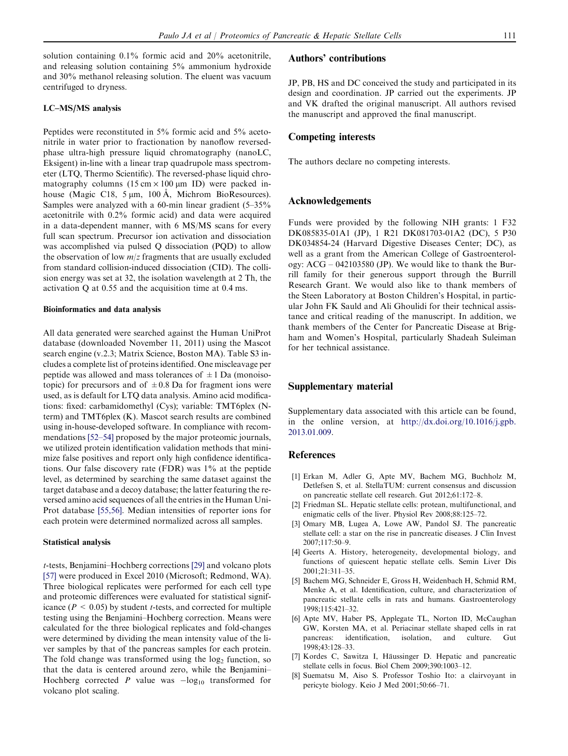solution containing 0.1% formic acid and 20% acetonitrile, and releasing solution containing 5% ammonium hydroxide and 30% methanol releasing solution. The eluent was vacuum centrifuged to dryness.

### LC–MS/MS analysis

Peptides were reconstituted in 5% formic acid and 5% acetonitrile in water prior to fractionation by nanoflow reversed-phase ultra-high pressure liquid chromatography (nanoLC, Eksigent) in-line with a linear trap quadrupole mass spectrometer (LTQ, Thermo Scientific). The reversed-phase liquid chromatography columns (15 cm × 100 μm ID) were packed in-house (Magic C18, 5 μm, 100 Å, Michrom BioResources). Samples were analyzed with a 60-min linear gradient (5–35% acetonitrile with 0.2% formic acid) and data were acquired in a data-dependent manner, with 6 MS/MS scans for every full scan spectrum. Precursor ion activation and dissociation was accomplished via pulsed Q dissociation (PQD) to allow the observation of low $m/z$ fragments that are usually excluded from standard collision-induced dissociation (CID). The collision energy was set at 32, the isolation wavelength at 2 Th, the activation Q at 0.55 and the acquisition time at 0.4 ms.

### Bioinformatics and data analysis

All data generated were searched against the Human UniProt database (downloaded November 11, 2011) using the Mascot search engine (v.2.3; Matrix Science, Boston MA). Table S3 includes a complete list of proteins identified. One miscleavage per peptide was allowed and mass tolerances of ±1 Da (monoisotopic) for precursors and of ±0.8 Da for fragment ions were used, as is default for LTQ data analysis. Amino acid modifications: fixed: carbamidomethyl (Cys); variable: TMT6plex (N-term) and TMT6plex (K). Mascot search results are combined using in-house-developed software. In compliance with recommendations [52–54] proposed by the major proteomic journals, we utilized protein identification validation methods that minimize false positives and report only high confidence identifications. Our false discovery rate (FDR) was 1% at the peptide level, as determined by searching the same dataset against the target database and a decoy database; the latter featuring the reversed amino acid sequences of all the entries in the Human UniProt database [55,56]. Median intensities of reporter ions for each protein were determined normalized across all samples.

### Statistical analysis

$t$-tests, Benjamini–Hochberg corrections [29] and volcano plots [57] were produced in Excel 2010 (Microsoft; Redmond, WA). Three biological replicates were performed for each cell type and proteomic differences were evaluated for statistical significance ($P < 0.05$) by student $t$-tests, and corrected for multiple testing using the Benjamini–Hochberg correction. Means were calculated for the three biological replicates and fold-changes were determined by dividing the mean intensity value of the liver samples by that of the pancreas samples for each protein. The fold change was transformed using the $\log_2$ function, so that the data is centered around zero, while the Benjamini–Hochberg corrected $P$ value was $-\log_{10}$ transformed for volcano plot scaling.

## Authors' contributions

JP, PB, HS and DC conceived the study and participated in its design and coordination. JP carried out the experiments. JP and VK drafted the original manuscript. All authors revised the manuscript and approved the final manuscript.

## Competing interests

The authors declare no competing interests.

## Acknowledgements

Funds were provided by the following NIH grants: 1 F32 DK085835-01A1 (JP), 1 R21 DK081703-01A2 (DC), 5 P30 DK034854-24 (Harvard Digestive Diseases Center; DC), as well as a grant from the American College of Gastroenterology: ACG – 042103580 (JP). We would like to thank the Burrill family for their generous support through the Burrill Research Grant. We would also like to thank members of the Steen Laboratory at Boston Children's Hospital, in particular John FK Sauld and Ali Ghoulidi for their technical assistance and critical reading of the manuscript. In addition, we thank members of the Center for Pancreatic Disease at Brigham and Women's Hospital, particularly Shadeah Suleiman for her technical assistance.

## Supplementary material

Supplementary data associated with this article can be found, in the online version, at http://dx.doi.org/10.1016/j.gpb.2013.01.009.

## References

[1] Erkan M, Adler G, Apte MV, Bachem MG, Buchholz M, Detlefsen S, et al. StellaTUM: current consensus and discussion on pancreatic stellate cell research. Gut 2012;61:172–8.

[2] Friedman SL. Hepatic stellate cells: protean, multifunctional, and enigmatic cells of the liver. Physiol Rev 2008;88:125–72.

[3] Omary MB, Lugea A, Lowe AW, Pandol SJ. The pancreatic stellate cell: a star on the rise in pancreatic diseases. J Clin Invest 2007;117:50–9.

[4] Geerts A. History, heterogeneity, developmental biology, and functions of quiescent hepatic stellate cells. Semin Liver Dis 2001;21:311–35.

[5] Bachem MG, Schneider E, Gross H, Weidenbach H, Schmid RM, Menke A, et al. Identification, culture, and characterization of pancreatic stellate cells in rats and humans. Gastroenterology 1998;115:421–32.

[6] Apte MV, Haber PS, Applegate TL, Norton ID, McCaughan GW, Korsten MA, et al. Periacinar stellate shaped cells in rat pancreas: identification, isolation, and culture. Gut 1998;43:128–33.

[7] Kordes C, Sawitza I, Häussinger D. Hepatic and pancreatic stellate cells in focus. Biol Chem 2009;390:1003–12.

[8] Suematsu M, Aiso S. Professor Toshio Ito: a clairvoyant in pericyte biology. Keio J Med 2001;50:66–71.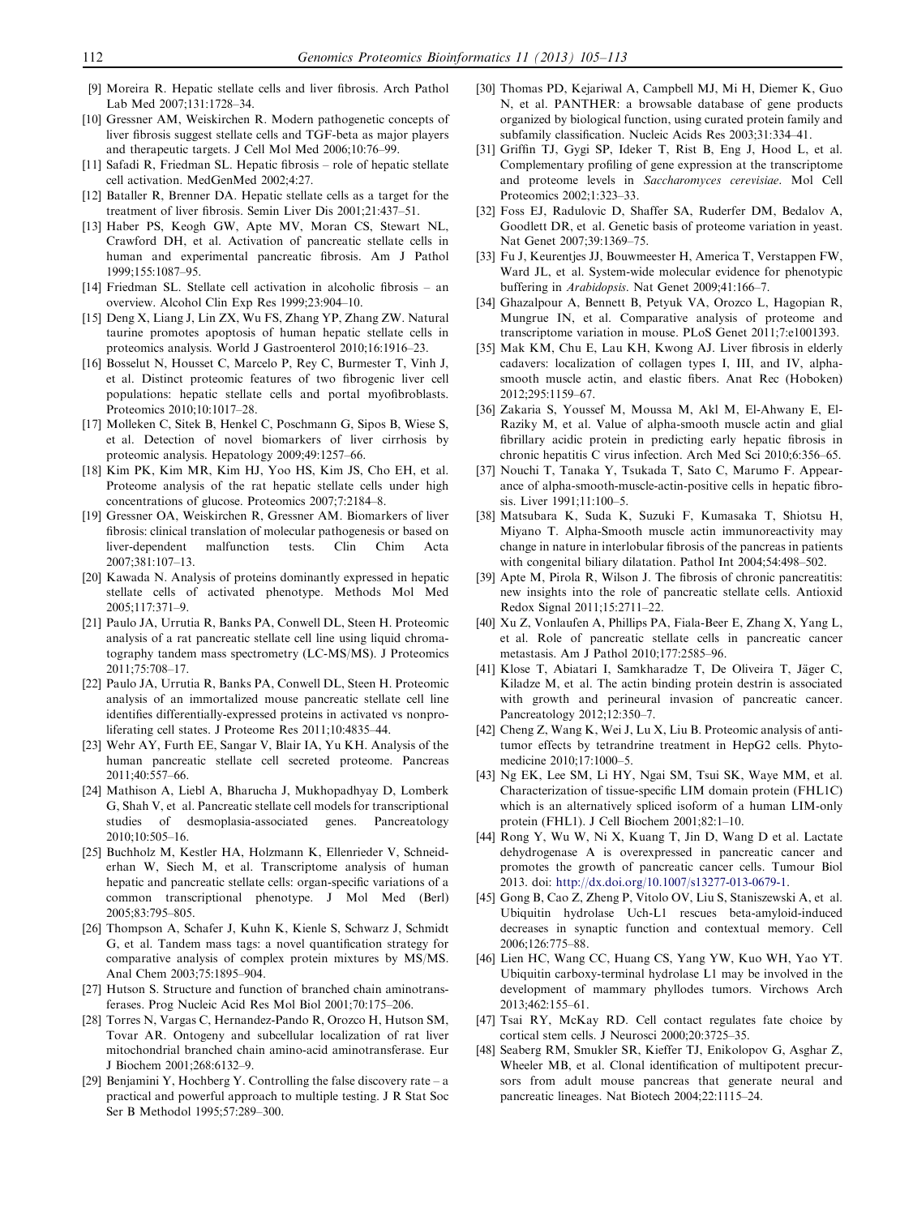- [9] Moreira R. Hepatic stellate cells and liver fibrosis. Arch Pathol Lab Med 2007;131:1728–34.
- [10] Gressner AM, Weiskirchen R. Modern pathogenetic concepts of liver fibrosis suggest stellate cells and TGF-beta as major players and therapeutic targets. J Cell Mol Med 2006;10:76–99.
- [11] Safadi R, Friedman SL. Hepatic fibrosis – role of hepatic stellate cell activation. MedGenMed 2002;4:27.
- [12] Bataller R, Brenner DA. Hepatic stellate cells as a target for the treatment of liver fibrosis. Semin Liver Dis 2001;21:437–51.
- [13] Haber PS, Keogh GW, Apte MV, Moran CS, Stewart NL, Crawford DH, et al. Activation of pancreatic stellate cells in human and experimental pancreatic fibrosis. Am J Pathol 1999;155:1087–95.
- [14] Friedman SL. Stellate cell activation in alcoholic fibrosis – an overview. Alcohol Clin Exp Res 1999;23:904–10.
- [15] Deng X, Liang J, Lin ZX, Wu FS, Zhang YP, Zhang ZW. Natural taurine promotes apoptosis of human hepatic stellate cells in proteomics analysis. World J Gastroenterol 2010;16:1916–23.
- [16] Bosselut N, Housset C, Marcelo P, Rey C, Burmester T, Vinh J, et al. Distinct proteomic features of two fibrogenic liver cell populations: hepatic stellate cells and portal myofibroblasts. Proteomics 2010;10:1017–28.
- [17] Molleken C, Sitek B, Henkel C, Poschmann G, Sipos B, Wiese S, et al. Detection of novel biomarkers of liver cirrhosis by proteomic analysis. Hepatology 2009;49:1257–66.
- [18] Kim PK, Kim MR, Kim HJ, Yoo HS, Kim JS, Cho EH, et al. Proteome analysis of the rat hepatic stellate cells under high concentrations of glucose. Proteomics 2007;7:2184–8.
- [19] Gressner OA, Weiskirchen R, Gressner AM. Biomarkers of liver fibrosis: clinical translation of molecular pathogenesis or based on liver-dependent malfunction tests. Clin Chim Acta 2007;381:107–13.
- [20] Kawada N. Analysis of proteins dominantly expressed in hepatic stellate cells of activated phenotype. Methods Mol Med 2005;117:371–9.
- [21] Paulo JA, Urrutia R, Banks PA, Conwell DL, Steen H. Proteomic analysis of a rat pancreatic stellate cell line using liquid chromatography tandem mass spectrometry (LC-MS/MS). J Proteomics 2011;75:708–17.
- [22] Paulo JA, Urrutia R, Banks PA, Conwell DL, Steen H. Proteomic analysis of an immortalized mouse pancreatic stellate cell line identifies differentially-expressed proteins in activated vs nonproliferating cell states. J Proteome Res 2011;10:4835–44.
- [23] Wehr AY, Furth EE, Sangar V, Blair IA, Yu KH. Analysis of the human pancreatic stellate cell secreted proteome. Pancreas 2011;40:557–66.
- [24] Mathison A, Liebl A, Bharucha J, Mukhopadhyay D, Lomberk G, Shah V, et al. Pancreatic stellate cell models for transcriptional studies of desmoplasia-associated genes. Pancreatology 2010;10:505–16.
- [25] Buchholz M, Kestler HA, Holzmann K, Ellenrieder V, Schneiderhan W, Siech M, et al. Transcriptome analysis of human hepatic and pancreatic stellate cells: organ-specific variations of a common transcriptional phenotype. J Mol Med (Berl) 2005;83:795–805.
- [26] Thompson A, Schafer J, Kuhn K, Kienle S, Schwarz J, Schmidt G, et al. Tandem mass tags: a novel quantification strategy for comparative analysis of complex protein mixtures by MS/MS. Anal Chem 2003;75:1895–904.
- [27] Hutson S. Structure and function of branched chain aminotransferases. Prog Nucleic Acid Res Mol Biol 2001;70:175–206.
- [28] Torres N, Vargas C, Hernandez-Pando R, Orozco H, Hutson SM, Tovar AR. Ontogeny and subcellular localization of rat liver mitochondrial branched chain amino-acid aminotransferase. Eur J Biochem 2001;268:6132–9.
- [29] Benjamini Y, Hochberg Y. Controlling the false discovery rate – a practical and powerful approach to multiple testing. J R Stat Soc Ser B Methodol 1995;57:289–300.
- [30] Thomas PD, Kejariwal A, Campbell MJ, Mi H, Diemer K, Guo N, et al. PANTHER: a browsable database of gene products organized by biological function, using curated protein family and subfamily classification. Nucleic Acids Res 2003;31:334–41.
- [31] Griffin TJ, Gygi SP, Ideker T, Rist B, Eng J, Hood L, et al. Complementary profiling of gene expression at the transcriptome and proteome levels in *Saccharomyces cerevisiae*. Mol Cell Proteomics 2002;1:323–33.
- [32] Foss EJ, Radulovic D, Shaffer SA, Ruderfer DM, Bedalov A, Goodlett DR, et al. Genetic basis of proteome variation in yeast. Nat Genet 2007;39:1369–75.
- [33] Fu J, Keurentjes JJ, Bouwmeester H, America T, Verstappen FW, Ward JL, et al. System-wide molecular evidence for phenotypic buffering in *Arabidopsis*. Nat Genet 2009;41:166–7.
- [34] Ghazalpour A, Bennett B, Petyuk VA, Orozco L, Hagopian R, Mungrue IN, et al. Comparative analysis of proteome and transcriptome variation in mouse. PLoS Genet 2011;7:e1001393.
- [35] Mak KM, Chu E, Lau KH, Kwong AJ. Liver fibrosis in elderly cadavers: localization of collagen types I, III, and IV, alpha-smooth muscle actin, and elastic fibers. Anat Rec (Hoboken) 2012;295:1159–67.
- [36] Zakaria S, Youssef M, Moussa M, Akl M, El-Ahwany E, El-Raziky M, et al. Value of alpha-smooth muscle actin and glial fibrillary acidic protein in predicting early hepatic fibrosis in chronic hepatitis C virus infection. Arch Med Sci 2010;6:356–65.
- [37] Nouchi T, Tanaka Y, Tsukada T, Sato C, Marumo F. Appearance of alpha-smooth-muscle-actin-positive cells in hepatic fibrosis. Liver 1991;11:100–5.
- [38] Matsubara K, Suda K, Suzuki F, Kumasaka T, Shiotsu H, Miyano T. Alpha-Smooth muscle actin immunoreactivity may change in nature in interlobular fibrosis of the pancreas in patients with congenital biliary dilatation. Pathol Int 2004;54:498–502.
- [39] Apte M, Pirola R, Wilson J. The fibrosis of chronic pancreatitis: new insights into the role of pancreatic stellate cells. Antioxid Redox Signal 2011;15:2711–22.
- [40] Xu Z, Vonlaufen A, Phillips PA, Fiala-Beer E, Zhang X, Yang L, et al. Role of pancreatic stellate cells in pancreatic cancer metastasis. Am J Pathol 2010;177:2585–96.
- [41] Klose T, Abiatari I, Samkharadze T, De Oliveira T, Jäger C, Kiladze M, et al. The actin binding protein destrin is associated with growth and perineural invasion of pancreatic cancer. Pancreatology 2012;12:350–7.
- [42] Cheng Z, Wang K, Wei J, Lu X, Liu B. Proteomic analysis of anti-tumor effects by tetrandrine treatment in HepG2 cells. Phytomedicine 2010;17:1000–5.
- [43] Ng EK, Lee SM, Li HY, Ngai SM, Tsui SK, Waye MM, et al. Characterization of tissue-specific LIM domain protein (FHL1C) which is an alternatively spliced isoform of a human LIM-only protein (FHL1). J Cell Biochem 2001;82:1–10.
- [44] Rong Y, Wu W, Ni X, Kuang T, Jin D, Wang D et al. Lactate dehydrogenase A is overexpressed in pancreatic cancer and promotes the growth of pancreatic cancer cells. Tumour Biol 2013. doi: http://dx.doi.org/10.1007/s13277-013-0679-1.
- [45] Gong B, Cao Z, Zheng P, Vitolo OV, Liu S, Staniszewski A, et al. Ubiquitin hydrolase Uch-L1 rescues beta-amyloid-induced decreases in synaptic function and contextual memory. Cell 2006;126:775–88.
- [46] Lien HC, Wang CC, Huang CS, Yang YW, Kuo WH, Yao YT. Ubiquitin carboxy-terminal hydrolase L1 may be involved in the development of mammary phyllodes tumors. Virchows Arch 2013;462:155–61.
- [47] Tsai RY, McKay RD. Cell contact regulates fate choice by cortical stem cells. J Neurosci 2000;20:3725–35.
- [48] Seaberg RM, Smukler SR, Kieffer TJ, Enikolopov G, Asghar Z, Wheeler MB, et al. Clonal identification of multipotent precursors from adult mouse pancreas that generate neural and pancreatic lineages. Nat Biotech 2004;22:1115–24.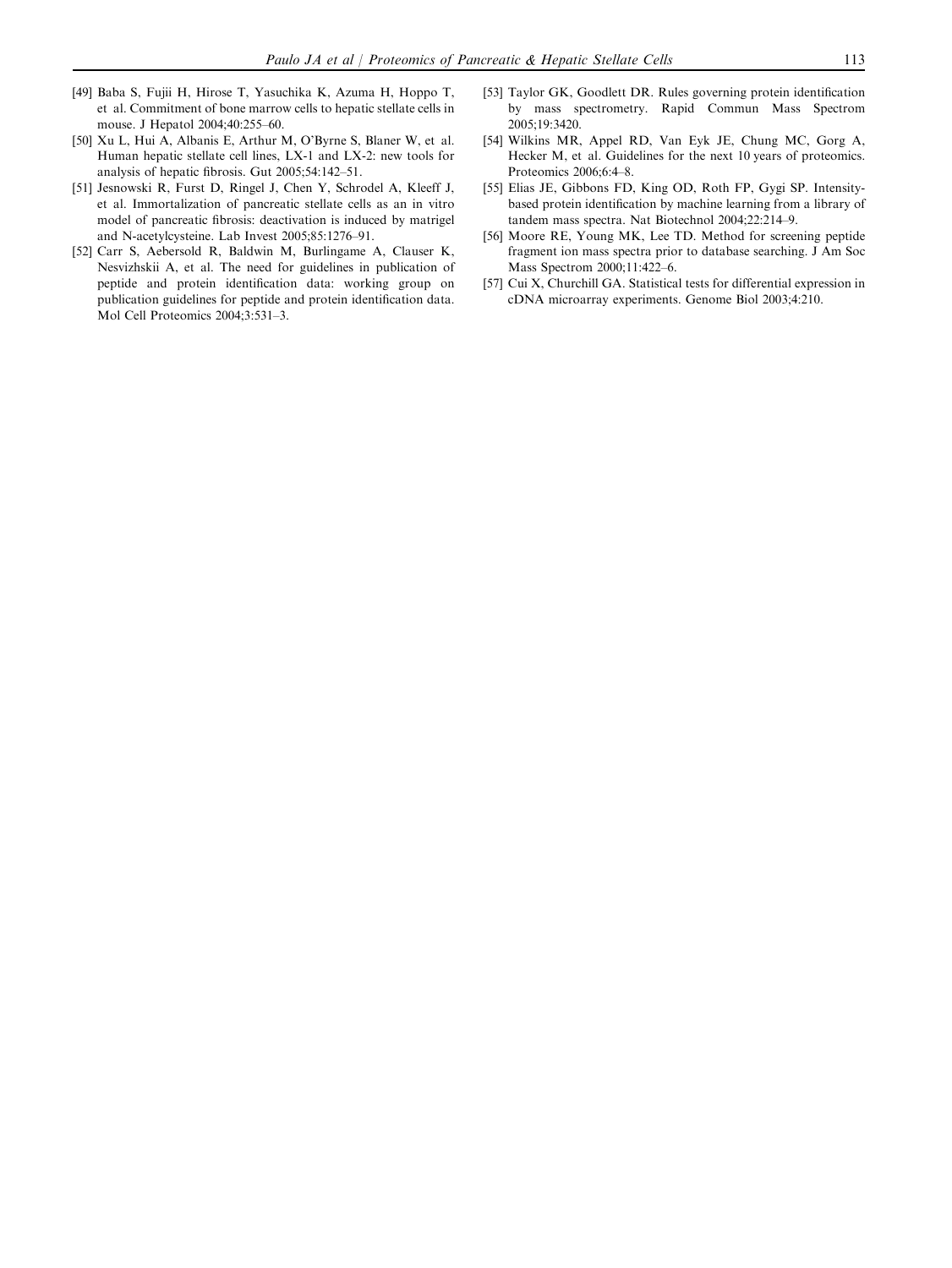[49] Baba S, Fujii H, Hirose T, Yasuchika K, Azuma H, Hoppo T, et al. Commitment of bone marrow cells to hepatic stellate cells in mouse. J Hepatol 2004;40:255–60.

[50] Xu L, Hui A, Albanis E, Arthur M, O'Byrne S, Blaner W, et al. Human hepatic stellate cell lines, LX-1 and LX-2: new tools for analysis of hepatic fibrosis. Gut 2005;54:142–51.

[51] Jesnowski R, Furst D, Ringel J, Chen Y, Schrodel A, Kleeff J, et al. Immortalization of pancreatic stellate cells as an in vitro model of pancreatic fibrosis: deactivation is induced by matrigel and N-acetylcysteine. Lab Invest 2005;85:1276–91.

[52] Carr S, Aebersold R, Baldwin M, Burlingame A, Clauser K, Nesvizhskii A, et al. The need for guidelines in publication of peptide and protein identification data: working group on publication guidelines for peptide and protein identification data. Mol Cell Proteomics 2004;3:531–3.

[53] Taylor GK, Goodlett DR. Rules governing protein identification by mass spectrometry. Rapid Commun Mass Spectrom 2005;19:3420.

[54] Wilkins MR, Appel RD, Van Eyk JE, Chung MC, Gorg A, Hecker M, et al. Guidelines for the next 10 years of proteomics. Proteomics 2006;6:4–8.

[55] Elias JE, Gibbons FD, King OD, Roth FP, Gygi SP. Intensity-based protein identification by machine learning from a library of tandem mass spectra. Nat Biotechnol 2004;22:214–9.

[56] Moore RE, Young MK, Lee TD. Method for screening peptide fragment ion mass spectra prior to database searching. J Am Soc Mass Spectrom 2000;11:422–6.

[57] Cui X, Churchill GA. Statistical tests for differential expression in cDNA microarray experiments. Genome Biol 2003;4:210.